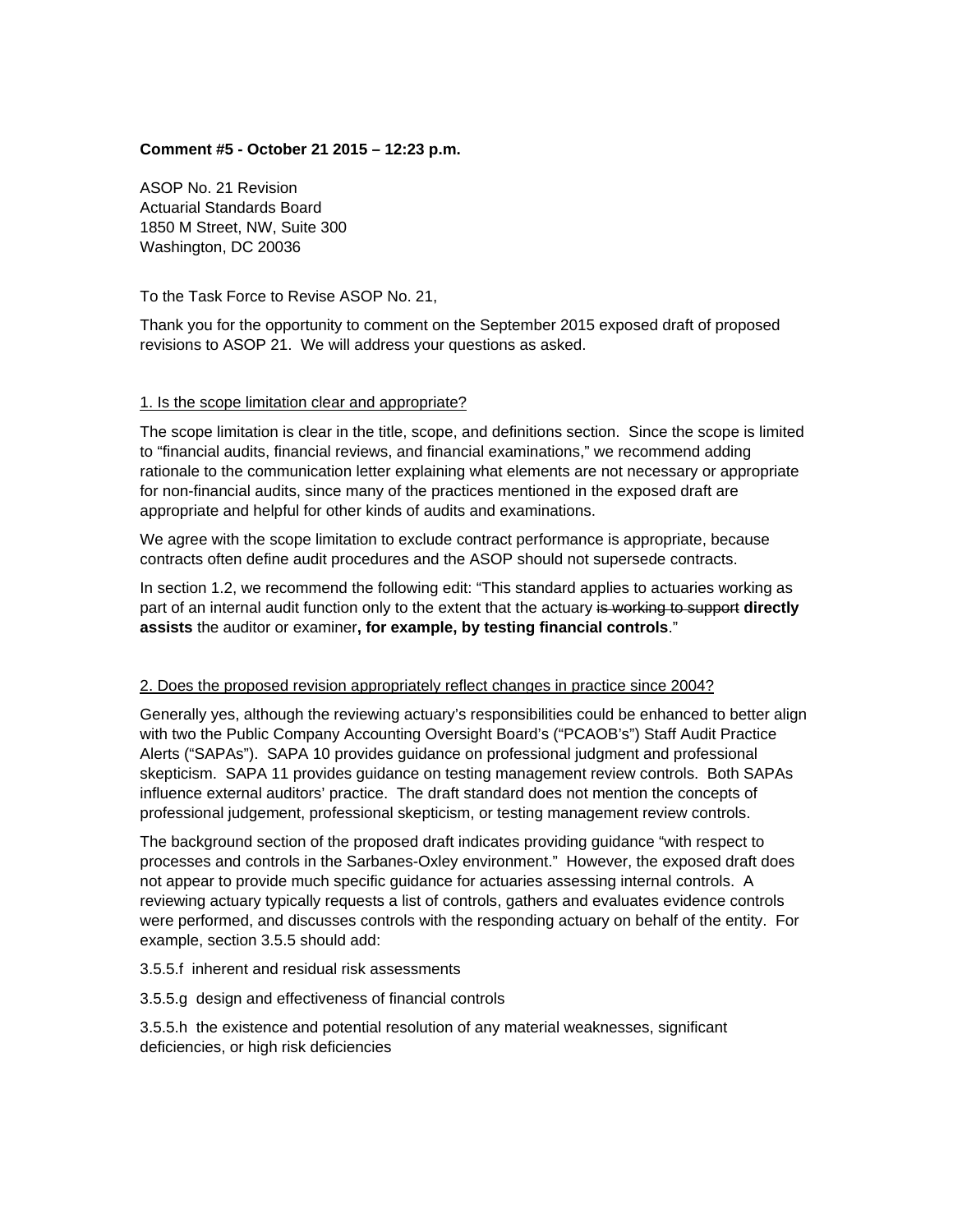**Comment #5 - October 21 2015 – 12:23 p.m.**

ASOP No. 21 Revision
Actuarial Standards Board
1850 M Street, NW, Suite 300
Washington, DC 20036

To the Task Force to Revise ASOP No. 21,

Thank you for the opportunity to comment on the September 2015 exposed draft of proposed revisions to ASOP 21. We will address your questions as asked.

<u>1. Is the scope limitation clear and appropriate?</u>

The scope limitation is clear in the title, scope, and definitions section. Since the scope is limited to "financial audits, financial reviews, and financial examinations," we recommend adding rationale to the communication letter explaining what elements are not necessary or appropriate for non-financial audits, since many of the practices mentioned in the exposed draft are appropriate and helpful for other kinds of audits and examinations.

We agree with the scope limitation to exclude contract performance is appropriate, because contracts often define audit procedures and the ASOP should not supersede contracts.

In section 1.2, we recommend the following edit: "This standard applies to actuaries working as part of an internal audit function only to the extent that the actuary ~~is working to support~~ **directly assists** the auditor or examiner**, for example, by testing financial controls**."

<u>2. Does the proposed revision appropriately reflect changes in practice since 2004?</u>

Generally yes, although the reviewing actuary's responsibilities could be enhanced to better align with two the Public Company Accounting Oversight Board's ("PCAOB's") Staff Audit Practice Alerts ("SAPAs"). SAPA 10 provides guidance on professional judgment and professional skepticism. SAPA 11 provides guidance on testing management review controls. Both SAPAs influence external auditors' practice. The draft standard does not mention the concepts of professional judgement, professional skepticism, or testing management review controls.

The background section of the proposed draft indicates providing guidance "with respect to processes and controls in the Sarbanes-Oxley environment." However, the exposed draft does not appear to provide much specific guidance for actuaries assessing internal controls. A reviewing actuary typically requests a list of controls, gathers and evaluates evidence controls were performed, and discusses controls with the responding actuary on behalf of the entity. For example, section 3.5.5 should add:

3.5.5.f inherent and residual risk assessments

3.5.5.g design and effectiveness of financial controls

3.5.5.h the existence and potential resolution of any material weaknesses, significant deficiencies, or high risk deficiencies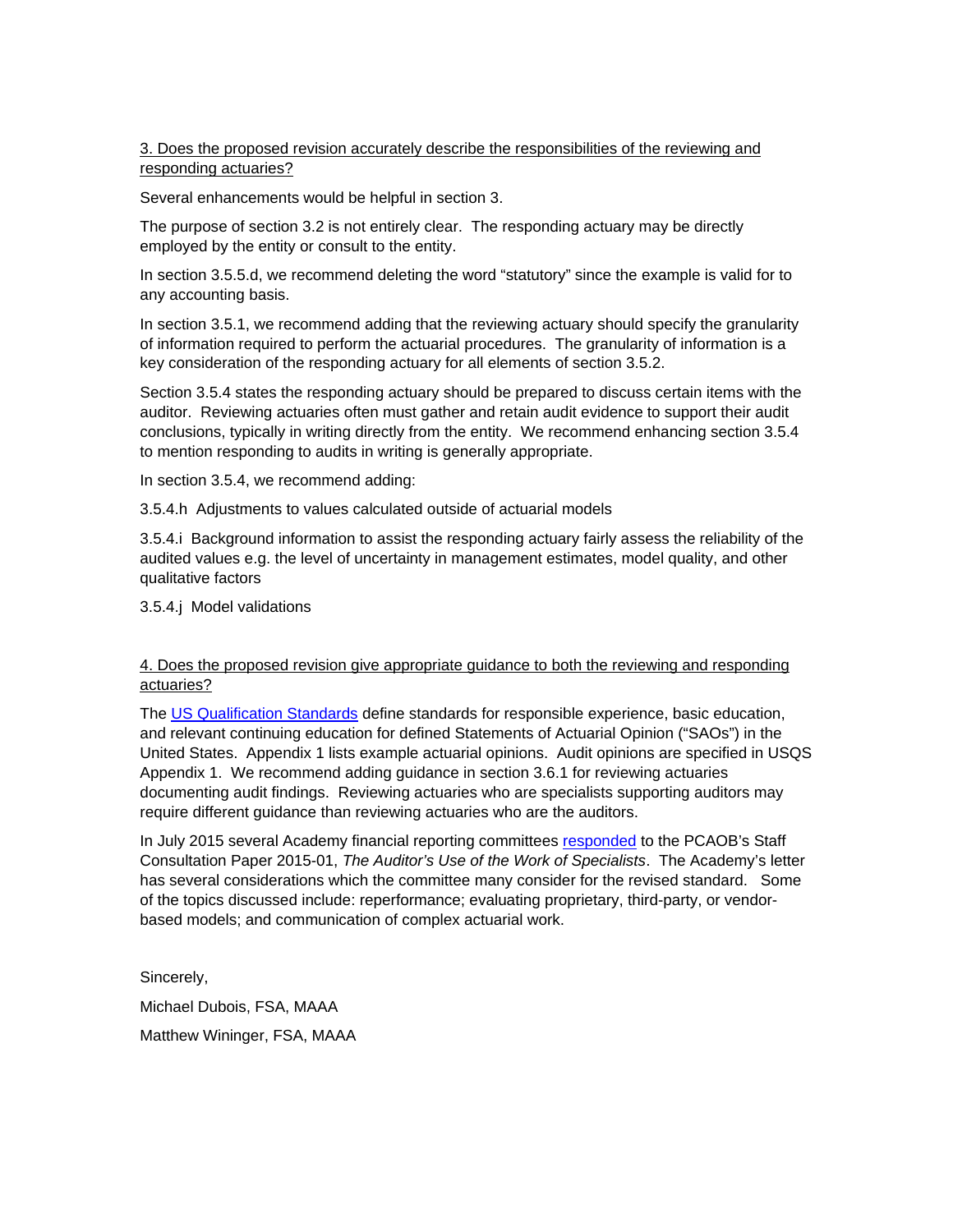<u>3. Does the proposed revision accurately describe the responsibilities of the reviewing and responding actuaries?</u>

Several enhancements would be helpful in section 3.

The purpose of section 3.2 is not entirely clear. The responding actuary may be directly employed by the entity or consult to the entity.

In section 3.5.5.d, we recommend deleting the word "statutory" since the example is valid for to any accounting basis.

In section 3.5.1, we recommend adding that the reviewing actuary should specify the granularity of information required to perform the actuarial procedures. The granularity of information is a key consideration of the responding actuary for all elements of section 3.5.2.

Section 3.5.4 states the responding actuary should be prepared to discuss certain items with the auditor. Reviewing actuaries often must gather and retain audit evidence to support their audit conclusions, typically in writing directly from the entity. We recommend enhancing section 3.5.4 to mention responding to audits in writing is generally appropriate.

In section 3.5.4, we recommend adding:

3.5.4.h Adjustments to values calculated outside of actuarial models

3.5.4.i Background information to assist the responding actuary fairly assess the reliability of the audited values e.g. the level of uncertainty in management estimates, model quality, and other qualitative factors

3.5.4.j Model validations

<u>4. Does the proposed revision give appropriate guidance to both the reviewing and responding actuaries?</u>

The [US Qualification Standards]() define standards for responsible experience, basic education, and relevant continuing education for defined Statements of Actuarial Opinion ("SAOs") in the United States. Appendix 1 lists example actuarial opinions. Audit opinions are specified in USQS Appendix 1. We recommend adding guidance in section 3.6.1 for reviewing actuaries documenting audit findings. Reviewing actuaries who are specialists supporting auditors may require different guidance than reviewing actuaries who are the auditors.

In July 2015 several Academy financial reporting committees [responded]() to the PCAOB's Staff Consultation Paper 2015-01, *The Auditor's Use of the Work of Specialists*. The Academy's letter has several considerations which the committee many consider for the revised standard. Some of the topics discussed include: reperformance; evaluating proprietary, third-party, or vendor-based models; and communication of complex actuarial work.

Sincerely,

Michael Dubois, FSA, MAAA

Matthew Wininger, FSA, MAAA